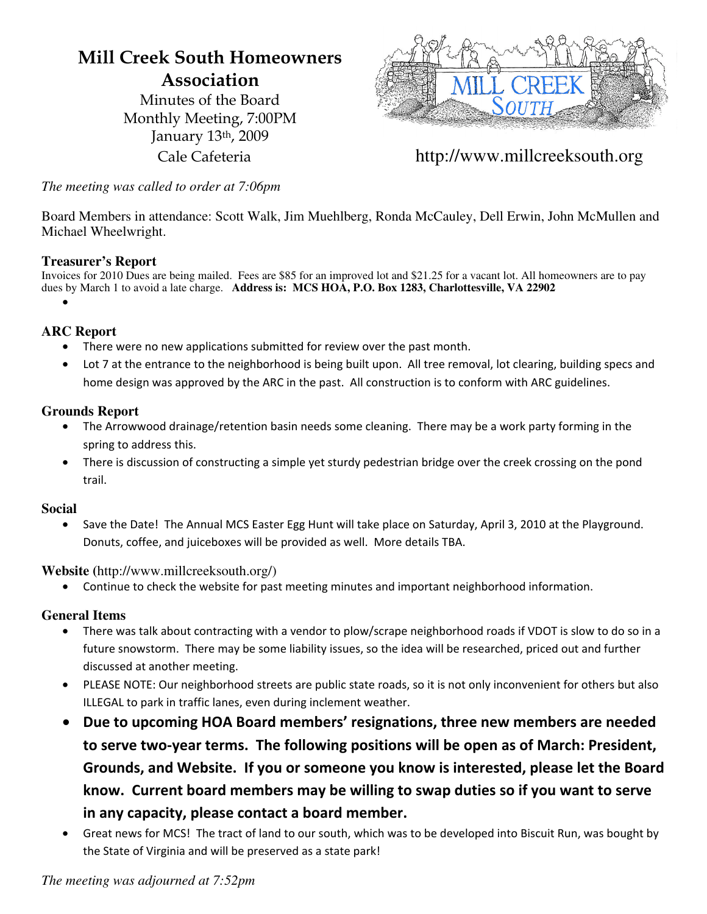# Mill Creek South Homeowners Association

Minutes of the Board
Monthly Meeting, 7:00PM
January 13th, 2009
Cale Cafeteria

http://www.millcreeksouth.org

*The meeting was called to order at 7:06pm*

Board Members in attendance: Scott Walk, Jim Muehlberg, Ronda McCauley, Dell Erwin, John McMullen and Michael Wheelwright.

### Treasurer's Report

Invoices for 2010 Dues are being mailed. Fees are $85 for an improved lot and $21.25 for a vacant lot. All homeowners are to pay dues by March 1 to avoid a late charge. **Address is: MCS HOA, P.O. Box 1283, Charlottesville, VA 22902**

-

### ARC Report

- There were no new applications submitted for review over the past month.
- Lot 7 at the entrance to the neighborhood is being built upon. All tree removal, lot clearing, building specs and home design was approved by the ARC in the past. All construction is to conform with ARC guidelines.

### Grounds Report

- The Arrowwood drainage/retention basin needs some cleaning. There may be a work party forming in the spring to address this.
- There is discussion of constructing a simple yet sturdy pedestrian bridge over the creek crossing on the pond trail.

### Social

- Save the Date! The Annual MCS Easter Egg Hunt will take place on Saturday, April 3, 2010 at the Playground. Donuts, coffee, and juiceboxes will be provided as well. More details TBA.

### Website (http://www.millcreeksouth.org/)

- Continue to check the website for past meeting minutes and important neighborhood information.

### General Items

- There was talk about contracting with a vendor to plow/scrape neighborhood roads if VDOT is slow to do so in a future snowstorm. There may be some liability issues, so the idea will be researched, priced out and further discussed at another meeting.
- PLEASE NOTE: Our neighborhood streets are public state roads, so it is not only inconvenient for others but also ILLEGAL to park in traffic lanes, even during inclement weather.
- **Due to upcoming HOA Board members' resignations, three new members are needed to serve two-year terms. The following positions will be open as of March: President, Grounds, and Website. If you or someone you know is interested, please let the Board know. Current board members may be willing to swap duties so if you want to serve in any capacity, please contact a board member.**
- Great news for MCS! The tract of land to our south, which was to be developed into Biscuit Run, was bought by the State of Virginia and will be preserved as a state park!

*The meeting was adjourned at 7:52pm*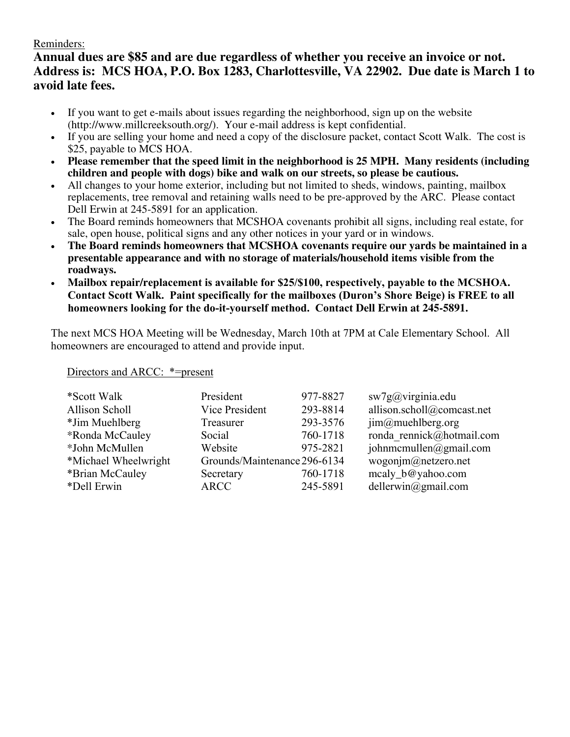Reminders:

**Annual dues are $85 and are due regardless of whether you receive an invoice or not. Address is: MCS HOA, P.O. Box 1283, Charlottesville, VA 22902. Due date is March 1 to avoid late fees.**

- If you want to get e-mails about issues regarding the neighborhood, sign up on the website (http://www.millcreeksouth.org/). Your e-mail address is kept confidential.
- If you are selling your home and need a copy of the disclosure packet, contact Scott Walk. The cost is $25, payable to MCS HOA.
- **Please remember that the speed limit in the neighborhood is 25 MPH. Many residents (including children and people with dogs) bike and walk on our streets, so please be cautious.**
- All changes to your home exterior, including but not limited to sheds, windows, painting, mailbox replacements, tree removal and retaining walls need to be pre-approved by the ARC. Please contact Dell Erwin at 245-5891 for an application.
- The Board reminds homeowners that MCSHOA covenants prohibit all signs, including real estate, for sale, open house, political signs and any other notices in your yard or in windows.
- **The Board reminds homeowners that MCSHOA covenants require our yards be maintained in a presentable appearance and with no storage of materials/household items visible from the roadways.**
- **Mailbox repair/replacement is available for $25/$100, respectively, payable to the MCSHOA. Contact Scott Walk. Paint specifically for the mailboxes (Duron's Shore Beige) is FREE to all homeowners looking for the do-it-yourself method. Contact Dell Erwin at 245-5891.**

The next MCS HOA Meeting will be Wednesday, March 10th at 7PM at Cale Elementary School. All homeowners are encouraged to attend and provide input.

Directors and ARCC: *=present

| | | | |
|---|---|---|---|
| *Scott Walk | President | 977-8827 | sw7g@virginia.edu |
| Allison Scholl | Vice President | 293-8814 | allison.scholl@comcast.net |
| *Jim Muehlberg | Treasurer | 293-3576 | jim@muehlberg.org |
| *Ronda McCauley | Social | 760-1718 | ronda_rennick@hotmail.com |
| *John McMullen | Website | 975-2821 | johnmcmullen@gmail.com |
| *Michael Wheelwright | Grounds/Maintenance | 296-6134 | wogonjm@netzero.net |
| *Brian McCauley | Secretary | 760-1718 | mcaly_b@yahoo.com |
| *Dell Erwin | ARCC | 245-5891 | dellerwin@gmail.com |